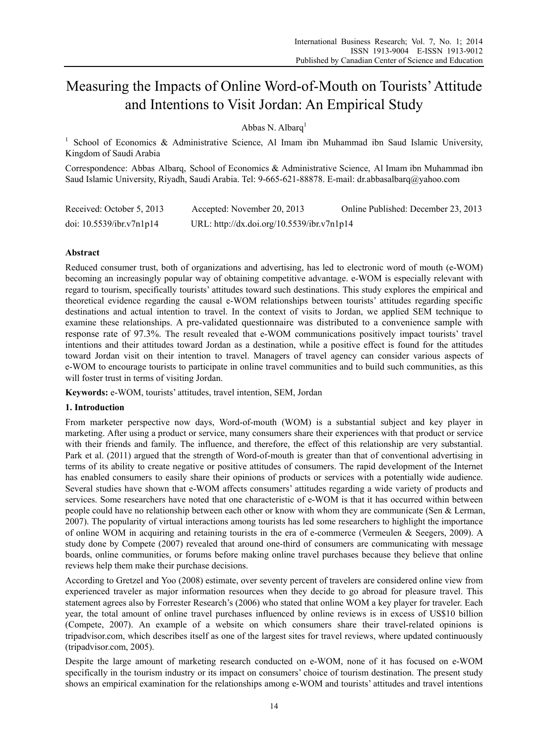# Measuring the Impacts of Online Word-of-Mouth on Tourists' Attitude and Intentions to Visit Jordan: An Empirical Study

Abbas N. Albarq[1]

[1] School of Economics & Administrative Science, Al Imam ibn Muhammad ibn Saud Islamic University, Kingdom of Saudi Arabia

Correspondence: Abbas Albarq, School of Economics & Administrative Science, Al Imam ibn Muhammad ibn Saud Islamic University, Riyadh, Saudi Arabia. Tel: 9-665-621-88878. E-mail: dr.abbasalbarq@yahoo.com

Received: October 5, 2013 Accepted: November 20, 2013 Online Published: December 23, 2013

doi: 10.5539/ibr.v7n1p14 URL: http://dx.doi.org/10.5539/ibr.v7n1p14

## Abstract

Reduced consumer trust, both of organizations and advertising, has led to electronic word of mouth (e-WOM) becoming an increasingly popular way of obtaining competitive advantage. e-WOM is especially relevant with regard to tourism, specifically tourists' attitudes toward such destinations. This study explores the empirical and theoretical evidence regarding the causal e-WOM relationships between tourists' attitudes regarding specific destinations and actual intention to travel. In the context of visits to Jordan, we applied SEM technique to examine these relationships. A pre-validated questionnaire was distributed to a convenience sample with response rate of 97.3%. The result revealed that e-WOM communications positively impact tourists' travel intentions and their attitudes toward Jordan as a destination, while a positive effect is found for the attitudes toward Jordan visit on their intention to travel. Managers of travel agency can consider various aspects of e-WOM to encourage tourists to participate in online travel communities and to build such communities, as this will foster trust in terms of visiting Jordan.

**Keywords:** e-WOM, tourists' attitudes, travel intention, SEM, Jordan

## 1. Introduction

From marketer perspective now days, Word-of-mouth (WOM) is a substantial subject and key player in marketing. After using a product or service, many consumers share their experiences with that product or service with their friends and family. The influence, and therefore, the effect of this relationship are very substantial. Park et al. (2011) argued that the strength of Word-of-mouth is greater than that of conventional advertising in terms of its ability to create negative or positive attitudes of consumers. The rapid development of the Internet has enabled consumers to easily share their opinions of products or services with a potentially wide audience. Several studies have shown that e-WOM affects consumers' attitudes regarding a wide variety of products and services. Some researchers have noted that one characteristic of e-WOM is that it has occurred within between people could have no relationship between each other or know with whom they are communicate (Sen & Lerman, 2007). The popularity of virtual interactions among tourists has led some researchers to highlight the importance of online WOM in acquiring and retaining tourists in the era of e-commerce (Vermeulen & Seegers, 2009). A study done by Compete (2007) revealed that around one-third of consumers are communicating with message boards, online communities, or forums before making online travel purchases because they believe that online reviews help them make their purchase decisions.

According to Gretzel and Yoo (2008) estimate, over seventy percent of travelers are considered online view from experienced traveler as major information resources when they decide to go abroad for pleasure travel. This statement agrees also by Forrester Research's (2006) who stated that online WOM a key player for traveler. Each year, the total amount of online travel purchases influenced by online reviews is in excess of US$10 billion (Compete, 2007). An example of a website on which consumers share their travel-related opinions is tripadvisor.com, which describes itself as one of the largest sites for travel reviews, where updated continuously (tripadvisor.com, 2005).

Despite the large amount of marketing research conducted on e-WOM, none of it has focused on e-WOM specifically in the tourism industry or its impact on consumers' choice of tourism destination. The present study shows an empirical examination for the relationships among e-WOM and tourists' attitudes and travel intentions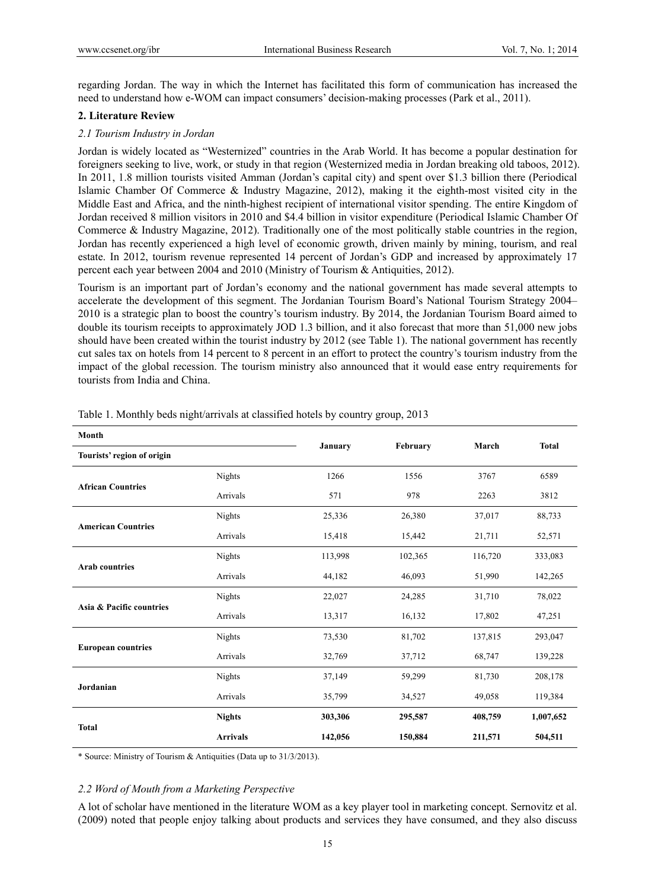regarding Jordan. The way in which the Internet has facilitated this form of communication has increased the need to understand how e-WOM can impact consumers' decision-making processes (Park et al., 2011).

## 2. Literature Review

### *2.1 Tourism Industry in Jordan*

Jordan is widely located as "Westernized" countries in the Arab World. It has become a popular destination for foreigners seeking to live, work, or study in that region (Westernized media in Jordan breaking old taboos, 2012). In 2011, 1.8 million tourists visited Amman (Jordan's capital city) and spent over $1.3 billion there (Periodical Islamic Chamber Of Commerce & Industry Magazine, 2012), making it the eighth-most visited city in the Middle East and Africa, and the ninth-highest recipient of international visitor spending. The entire Kingdom of Jordan received 8 million visitors in 2010 and $4.4 billion in visitor expenditure (Periodical Islamic Chamber Of Commerce & Industry Magazine, 2012). Traditionally one of the most politically stable countries in the region, Jordan has recently experienced a high level of economic growth, driven mainly by mining, tourism, and real estate. In 2012, tourism revenue represented 14 percent of Jordan's GDP and increased by approximately 17 percent each year between 2004 and 2010 (Ministry of Tourism & Antiquities, 2012).

Tourism is an important part of Jordan's economy and the national government has made several attempts to accelerate the development of this segment. The Jordanian Tourism Board's National Tourism Strategy 2004–2010 is a strategic plan to boost the country's tourism industry. By 2014, the Jordanian Tourism Board aimed to double its tourism receipts to approximately JOD 1.3 billion, and it also forecast that more than 51,000 new jobs should have been created within the tourist industry by 2012 (see Table 1). The national government has recently cut sales tax on hotels from 14 percent to 8 percent in an effort to protect the country's tourism industry from the impact of the global recession. The tourism ministry also announced that it would ease entry requirements for tourists from India and China.

Table 1. Monthly beds night/arrivals at classified hotels by country group, 2013

| Month / Tourists' region of origin | | January | February | March | Total |
|---|---|---|---|---|---|
| **African Countries** | Nights | 1266 | 1556 | 3767 | 6589 |
| | Arrivals | 571 | 978 | 2263 | 3812 |
| **American Countries** | Nights | 25,336 | 26,380 | 37,017 | 88,733 |
| | Arrivals | 15,418 | 15,442 | 21,711 | 52,571 |
| **Arab countries** | Nights | 113,998 | 102,365 | 116,720 | 333,083 |
| | Arrivals | 44,182 | 46,093 | 51,990 | 142,265 |
| **Asia & Pacific countries** | Nights | 22,027 | 24,285 | 31,710 | 78,022 |
| | Arrivals | 13,317 | 16,132 | 17,802 | 47,251 |
| **European countries** | Nights | 73,530 | 81,702 | 137,815 | 293,047 |
| | Arrivals | 32,769 | 37,712 | 68,747 | 139,228 |
| **Jordanian** | Nights | 37,149 | 59,299 | 81,730 | 208,178 |
| | Arrivals | 35,799 | 34,527 | 49,058 | 119,384 |
| **Total** | **Nights** | **303,306** | **295,587** | **408,759** | **1,007,652** |
| | **Arrivals** | **142,056** | **150,884** | **211,571** | **504,511** |

\* Source: Ministry of Tourism & Antiquities (Data up to 31/3/2013).

### *2.2 Word of Mouth from a Marketing Perspective*

A lot of scholar have mentioned in the literature WOM as a key player tool in marketing concept. Sernovitz et al. (2009) noted that people enjoy talking about products and services they have consumed, and they also discuss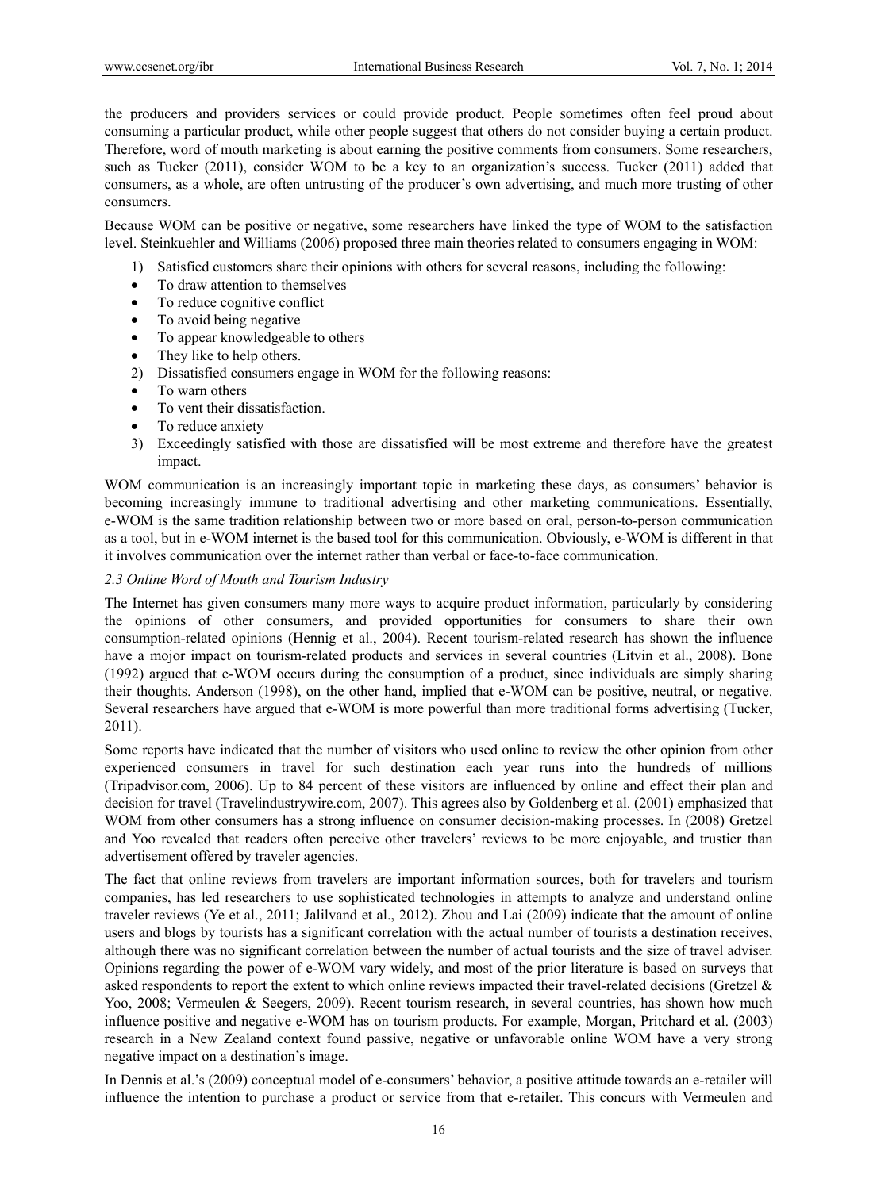the producers and providers services or could provide product. People sometimes often feel proud about consuming a particular product, while other people suggest that others do not consider buying a certain product. Therefore, word of mouth marketing is about earning the positive comments from consumers. Some researchers, such as Tucker (2011), consider WOM to be a key to an organization's success. Tucker (2011) added that consumers, as a whole, are often untrusting of the producer's own advertising, and much more trusting of other consumers.

Because WOM can be positive or negative, some researchers have linked the type of WOM to the satisfaction level. Steinkuehler and Williams (2006) proposed three main theories related to consumers engaging in WOM:

1) Satisfied customers share their opinions with others for several reasons, including the following:
   - To draw attention to themselves
   - To reduce cognitive conflict
   - To avoid being negative
   - To appear knowledgeable to others
   - They like to help others.
2) Dissatisfied consumers engage in WOM for the following reasons:
   - To warn others
   - To vent their dissatisfaction.
   - To reduce anxiety
3) Exceedingly satisfied with those are dissatisfied will be most extreme and therefore have the greatest impact.

WOM communication is an increasingly important topic in marketing these days, as consumers' behavior is becoming increasingly immune to traditional advertising and other marketing communications. Essentially, e-WOM is the same tradition relationship between two or more based on oral, person-to-person communication as a tool, but in e-WOM internet is the based tool for this communication. Obviously, e-WOM is different in that it involves communication over the internet rather than verbal or face-to-face communication.

### *2.3 Online Word of Mouth and Tourism Industry*

The Internet has given consumers many more ways to acquire product information, particularly by considering the opinions of other consumers, and provided opportunities for consumers to share their own consumption-related opinions (Hennig et al., 2004). Recent tourism-related research has shown the influence have a mojor impact on tourism-related products and services in several countries (Litvin et al., 2008). Bone (1992) argued that e-WOM occurs during the consumption of a product, since individuals are simply sharing their thoughts. Anderson (1998), on the other hand, implied that e-WOM can be positive, neutral, or negative. Several researchers have argued that e-WOM is more powerful than more traditional forms advertising (Tucker, 2011).

Some reports have indicated that the number of visitors who used online to review the other opinion from other experienced consumers in travel for such destination each year runs into the hundreds of millions (Tripadvisor.com, 2006). Up to 84 percent of these visitors are influenced by online and effect their plan and decision for travel (Travelindustrywire.com, 2007). This agrees also by Goldenberg et al. (2001) emphasized that WOM from other consumers has a strong influence on consumer decision-making processes. In (2008) Gretzel and Yoo revealed that readers often perceive other travelers' reviews to be more enjoyable, and trustier than advertisement offered by traveler agencies.

The fact that online reviews from travelers are important information sources, both for travelers and tourism companies, has led researchers to use sophisticated technologies in attempts to analyze and understand online traveler reviews (Ye et al., 2011; Jalilvand et al., 2012). Zhou and Lai (2009) indicate that the amount of online users and blogs by tourists has a significant correlation with the actual number of tourists a destination receives, although there was no significant correlation between the number of actual tourists and the size of travel adviser. Opinions regarding the power of e-WOM vary widely, and most of the prior literature is based on surveys that asked respondents to report the extent to which online reviews impacted their travel-related decisions (Gretzel & Yoo, 2008; Vermeulen & Seegers, 2009). Recent tourism research, in several countries, has shown how much influence positive and negative e-WOM has on tourism products. For example, Morgan, Pritchard et al. (2003) research in a New Zealand context found passive, negative or unfavorable online WOM have a very strong negative impact on a destination's image.

In Dennis et al.'s (2009) conceptual model of e-consumers' behavior, a positive attitude towards an e-retailer will influence the intention to purchase a product or service from that e-retailer. This concurs with Vermeulen and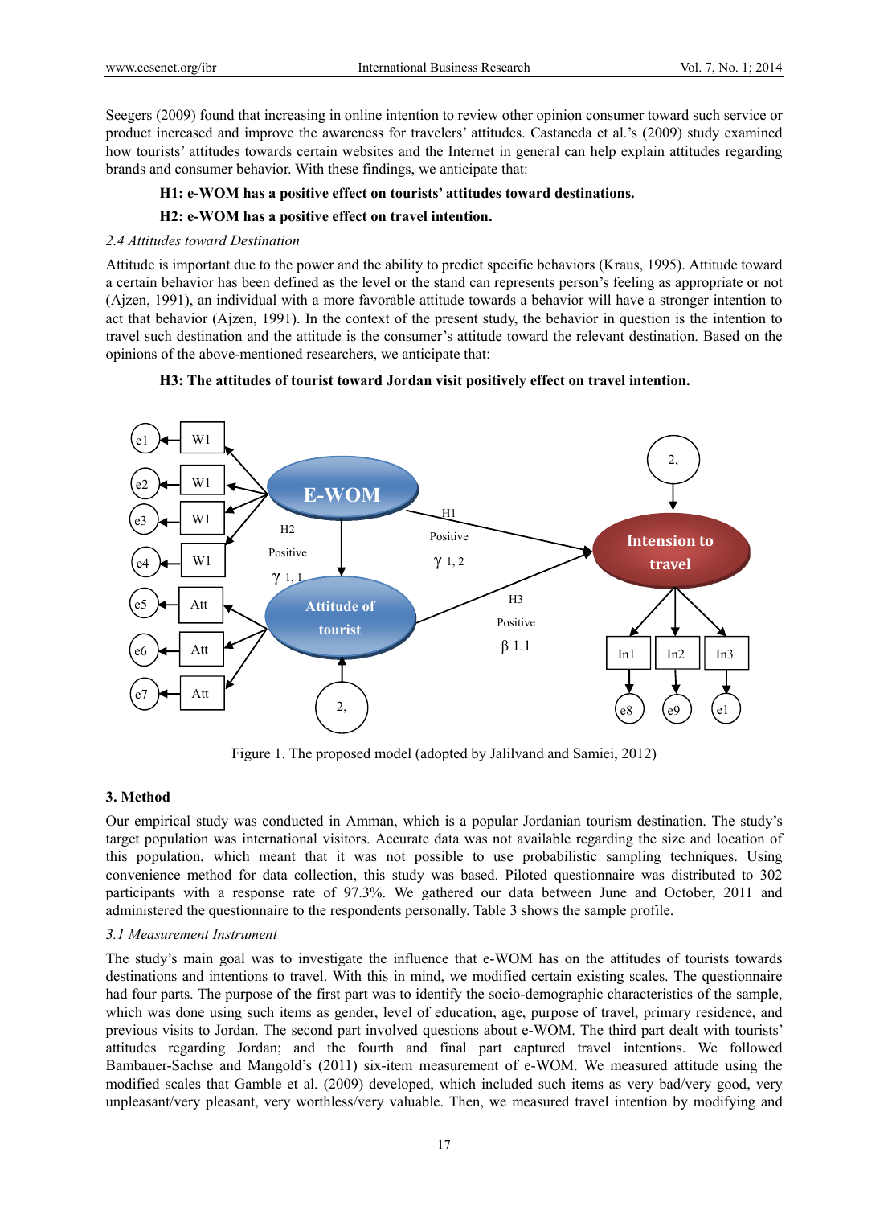Seegers (2009) found that increasing in online intention to review other opinion consumer toward such service or product increased and improve the awareness for travelers' attitudes. Castaneda et al.'s (2009) study examined how tourists' attitudes towards certain websites and the Internet in general can help explain attitudes regarding brands and consumer behavior. With these findings, we anticipate that:

**H1: e-WOM has a positive effect on tourists' attitudes toward destinations.**

**H2: e-WOM has a positive effect on travel intention.**

*2.4 Attitudes toward Destination*

Attitude is important due to the power and the ability to predict specific behaviors (Kraus, 1995). Attitude toward a certain behavior has been defined as the level or the stand can represents person's feeling as appropriate or not (Ajzen, 1991), an individual with a more favorable attitude towards a behavior will have a stronger intention to act that behavior (Ajzen, 1991). In the context of the present study, the behavior in question is the intention to travel such destination and the attitude is the consumer's attitude toward the relevant destination. Based on the opinions of the above-mentioned researchers, we anticipate that:

**H3: The attitudes of tourist toward Jordan visit positively effect on travel intention.**

Figure 1. The proposed model (adopted by Jalilvand and Samiei, 2012)

## 3. Method

Our empirical study was conducted in Amman, which is a popular Jordanian tourism destination. The study's target population was international visitors. Accurate data was not available regarding the size and location of this population, which meant that it was not possible to use probabilistic sampling techniques. Using convenience method for data collection, this study was based. Piloted questionnaire was distributed to 302 participants with a response rate of 97.3%. We gathered our data between June and October, 2011 and administered the questionnaire to the respondents personally. Table 3 shows the sample profile.

*3.1 Measurement Instrument*

The study's main goal was to investigate the influence that e-WOM has on the attitudes of tourists towards destinations and intentions to travel. With this in mind, we modified certain existing scales. The questionnaire had four parts. The purpose of the first part was to identify the socio-demographic characteristics of the sample, which was done using such items as gender, level of education, age, purpose of travel, primary residence, and previous visits to Jordan. The second part involved questions about e-WOM. The third part dealt with tourists' attitudes regarding Jordan; and the fourth and final part captured travel intentions. We followed Bambauer-Sachse and Mangold's (2011) six-item measurement of e-WOM. We measured attitude using the modified scales that Gamble et al. (2009) developed, which included such items as very bad/very good, very unpleasant/very pleasant, very worthless/very valuable. Then, we measured travel intention by modifying and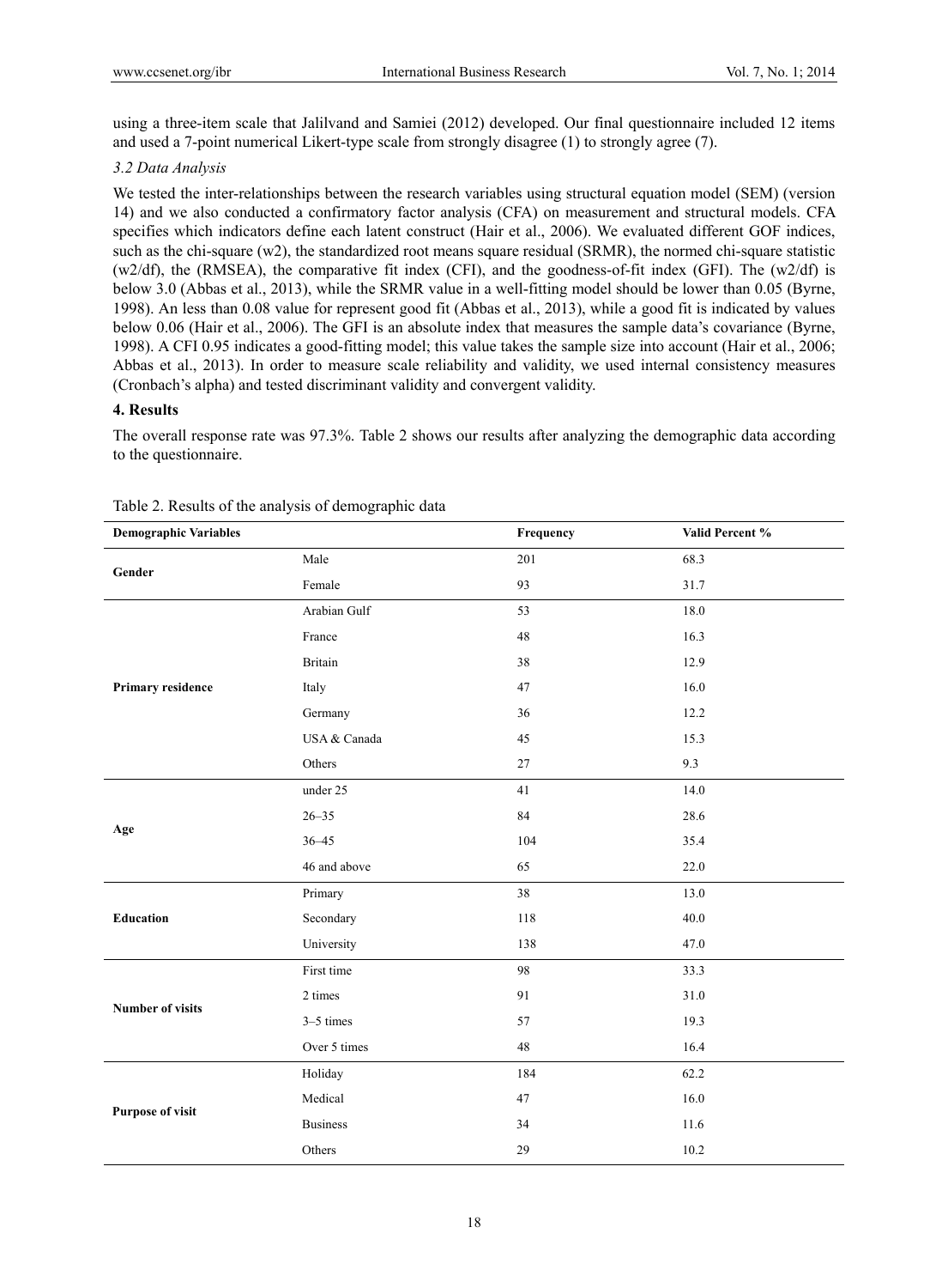using a three-item scale that Jalilvand and Samiei (2012) developed. Our final questionnaire included 12 items and used a 7-point numerical Likert-type scale from strongly disagree (1) to strongly agree (7).

### *3.2 Data Analysis*

We tested the inter-relationships between the research variables using structural equation model (SEM) (version 14) and we also conducted a confirmatory factor analysis (CFA) on measurement and structural models. CFA specifies which indicators define each latent construct (Hair et al., 2006). We evaluated different GOF indices, such as the chi-square (w2), the standardized root means square residual (SRMR), the normed chi-square statistic (w2/df), the (RMSEA), the comparative fit index (CFI), and the goodness-of-fit index (GFI). The (w2/df) is below 3.0 (Abbas et al., 2013), while the SRMR value in a well-fitting model should be lower than 0.05 (Byrne, 1998). An less than 0.08 value for represent good fit (Abbas et al., 2013), while a good fit is indicated by values below 0.06 (Hair et al., 2006). The GFI is an absolute index that measures the sample data's covariance (Byrne, 1998). A CFI 0.95 indicates a good-fitting model; this value takes the sample size into account (Hair et al., 2006; Abbas et al., 2013). In order to measure scale reliability and validity, we used internal consistency measures (Cronbach's alpha) and tested discriminant validity and convergent validity.

## 4. Results

The overall response rate was 97.3%. Table 2 shows our results after analyzing the demographic data according to the questionnaire.

Table 2. Results of the analysis of demographic data

| Demographic Variables | | Frequency | Valid Percent % |
|---|---|---|---|
| **Gender** | Male | 201 | 68.3 |
| | Female | 93 | 31.7 |
| **Primary residence** | Arabian Gulf | 53 | 18.0 |
| | France | 48 | 16.3 |
| | Britain | 38 | 12.9 |
| | Italy | 47 | 16.0 |
| | Germany | 36 | 12.2 |
| | USA & Canada | 45 | 15.3 |
| | Others | 27 | 9.3 |
| **Age** | under 25 | 41 | 14.0 |
| | 26–35 | 84 | 28.6 |
| | 36–45 | 104 | 35.4 |
| | 46 and above | 65 | 22.0 |
| **Education** | Primary | 38 | 13.0 |
| | Secondary | 118 | 40.0 |
| | University | 138 | 47.0 |
| **Number of visits** | First time | 98 | 33.3 |
| | 2 times | 91 | 31.0 |
| | 3–5 times | 57 | 19.3 |
| | Over 5 times | 48 | 16.4 |
| **Purpose of visit** | Holiday | 184 | 62.2 |
| | Medical | 47 | 16.0 |
| | Business | 34 | 11.6 |
| | Others | 29 | 10.2 |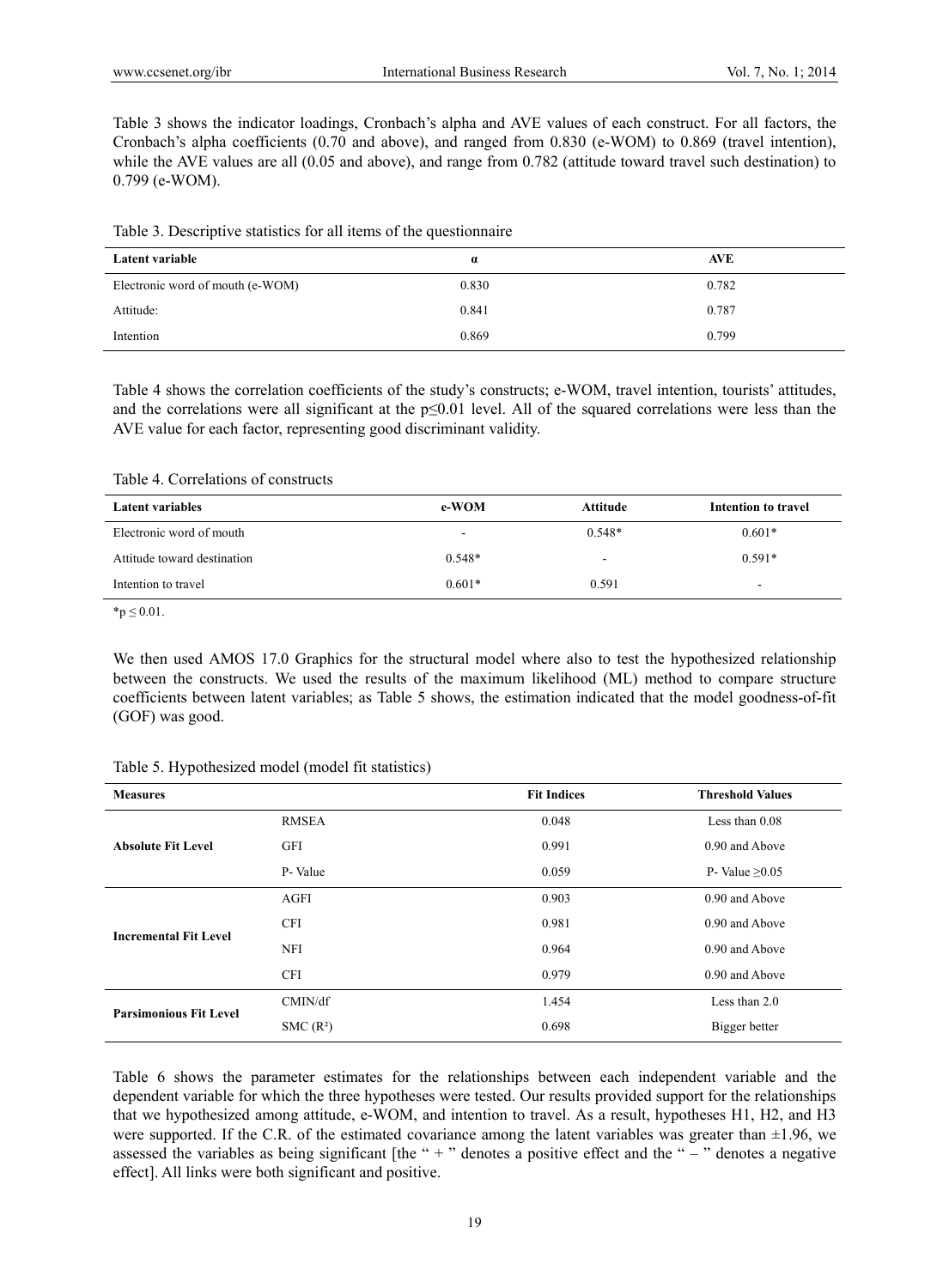Table 3 shows the indicator loadings, Cronbach's alpha and AVE values of each construct. For all factors, the Cronbach's alpha coefficients (0.70 and above), and ranged from 0.830 (e-WOM) to 0.869 (travel intention), while the AVE values are all (0.05 and above), and range from 0.782 (attitude toward travel such destination) to 0.799 (e-WOM).

Table 3. Descriptive statistics for all items of the questionnaire

| Latent variable | α | AVE |
|---|---|---|
| Electronic word of mouth (e-WOM) | 0.830 | 0.782 |
| Attitude: | 0.841 | 0.787 |
| Intention | 0.869 | 0.799 |

Table 4 shows the correlation coefficients of the study's constructs; e-WOM, travel intention, tourists' attitudes, and the correlations were all significant at the $p \leq 0.01$ level. All of the squared correlations were less than the AVE value for each factor, representing good discriminant validity.

Table 4. Correlations of constructs

| Latent variables | e-WOM | Attitude | Intention to travel |
|---|---|---|---|
| Electronic word of mouth | - | 0.548* | 0.601* |
| Attitude toward destination | 0.548* | - | 0.591* |
| Intention to travel | 0.601* | 0.591 | - |

*$p \leq 0.01$.

We then used AMOS 17.0 Graphics for the structural model where also to test the hypothesized relationship between the constructs. We used the results of the maximum likelihood (ML) method to compare structure coefficients between latent variables; as Table 5 shows, the estimation indicated that the model goodness-of-fit (GOF) was good.

Table 5. Hypothesized model (model fit statistics)

| Measures | | Fit Indices | Threshold Values |
|---|---|---|---|
| **Absolute Fit Level** | RMSEA | 0.048 | Less than 0.08 |
| | GFI | 0.991 | 0.90 and Above |
| | P- Value | 0.059 | P- Value ≥0.05 |
| **Incremental Fit Level** | AGFI | 0.903 | 0.90 and Above |
| | CFI | 0.981 | 0.90 and Above |
| | NFI | 0.964 | 0.90 and Above |
| | CFI | 0.979 | 0.90 and Above |
| **Parsimonious Fit Level** | CMIN/df | 1.454 | Less than 2.0 |
| | SMC ($R^2$) | 0.698 | Bigger better |

Table 6 shows the parameter estimates for the relationships between each independent variable and the dependent variable for which the three hypotheses were tested. Our results provided support for the relationships that we hypothesized among attitude, e-WOM, and intention to travel. As a result, hypotheses H1, H2, and H3 were supported. If the C.R. of the estimated covariance among the latent variables was greater than ±1.96, we assessed the variables as being significant [the " + " denotes a positive effect and the " – " denotes a negative effect]. All links were both significant and positive.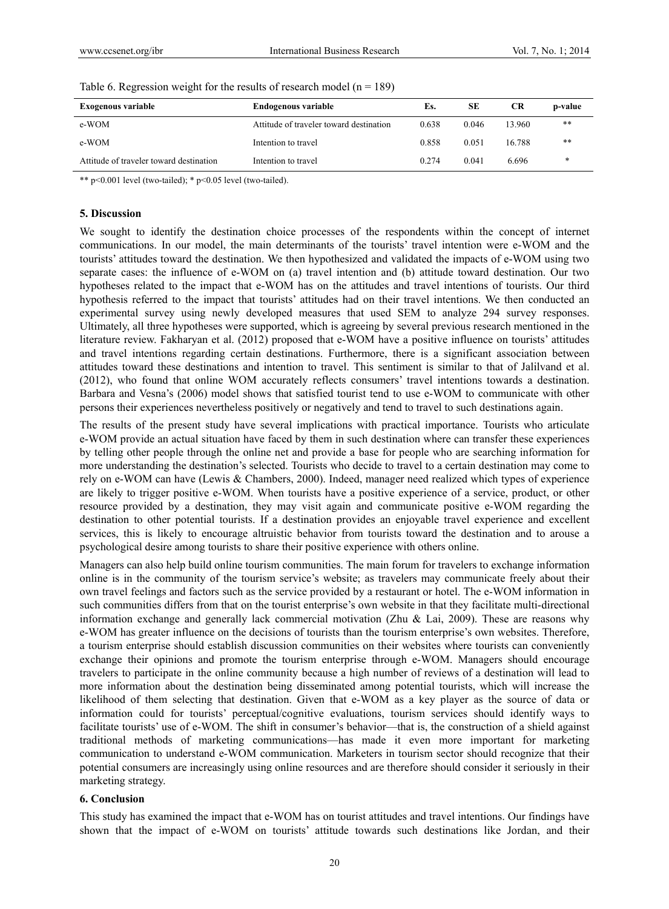Table 6. Regression weight for the results of research model ($n = 189$)

| Exogenous variable | Endogenous variable | Es. | SE | CR | p-value |
|---|---|---|---|---|---|
| e-WOM | Attitude of traveler toward destination | 0.638 | 0.046 | 13.960 | ** |
| e-WOM | Intention to travel | 0.858 | 0.051 | 16.788 | ** |
| Attitude of traveler toward destination | Intention to travel | 0.274 | 0.041 | 6.696 | * |

** $p<0.001$ level (two-tailed); * $p<0.05$ level (two-tailed).

## 5. Discussion

We sought to identify the destination choice processes of the respondents within the concept of internet communications. In our model, the main determinants of the tourists' travel intention were e-WOM and the tourists' attitudes toward the destination. We then hypothesized and validated the impacts of e-WOM using two separate cases: the influence of e-WOM on (a) travel intention and (b) attitude toward destination. Our two hypotheses related to the impact that e-WOM has on the attitudes and travel intentions of tourists. Our third hypothesis referred to the impact that tourists' attitudes had on their travel intentions. We then conducted an experimental survey using newly developed measures that used SEM to analyze 294 survey responses. Ultimately, all three hypotheses were supported, which is agreeing by several previous research mentioned in the literature review. Fakharyan et al. (2012) proposed that e-WOM have a positive influence on tourists' attitudes and travel intentions regarding certain destinations. Furthermore, there is a significant association between attitudes toward these destinations and intention to travel. This sentiment is similar to that of Jalilvand et al. (2012), who found that online WOM accurately reflects consumers' travel intentions towards a destination. Barbara and Vesna's (2006) model shows that satisfied tourist tend to use e-WOM to communicate with other persons their experiences nevertheless positively or negatively and tend to travel to such destinations again.

The results of the present study have several implications with practical importance. Tourists who articulate e-WOM provide an actual situation have faced by them in such destination where can transfer these experiences by telling other people through the online net and provide a base for people who are searching information for more understanding the destination's selected. Tourists who decide to travel to a certain destination may come to rely on e-WOM can have (Lewis & Chambers, 2000). Indeed, manager need realized which types of experience are likely to trigger positive e-WOM. When tourists have a positive experience of a service, product, or other resource provided by a destination, they may visit again and communicate positive e-WOM regarding the destination to other potential tourists. If a destination provides an enjoyable travel experience and excellent services, this is likely to encourage altruistic behavior from tourists toward the destination and to arouse a psychological desire among tourists to share their positive experience with others online.

Managers can also help build online tourism communities. The main forum for travelers to exchange information online is in the community of the tourism service's website; as travelers may communicate freely about their own travel feelings and factors such as the service provided by a restaurant or hotel. The e-WOM information in such communities differs from that on the tourist enterprise's own website in that they facilitate multi-directional information exchange and generally lack commercial motivation (Zhu & Lai, 2009). These are reasons why e-WOM has greater influence on the decisions of tourists than the tourism enterprise's own websites. Therefore, a tourism enterprise should establish discussion communities on their websites where tourists can conveniently exchange their opinions and promote the tourism enterprise through e-WOM. Managers should encourage travelers to participate in the online community because a high number of reviews of a destination will lead to more information about the destination being disseminated among potential tourists, which will increase the likelihood of them selecting that destination. Given that e-WOM as a key player as the source of data or information could for tourists' perceptual/cognitive evaluations, tourism services should identify ways to facilitate tourists' use of e-WOM. The shift in consumer's behavior—that is, the construction of a shield against traditional methods of marketing communications—has made it even more important for marketing communication to understand e-WOM communication. Marketers in tourism sector should recognize that their potential consumers are increasingly using online resources and are therefore should consider it seriously in their marketing strategy.

## 6. Conclusion

This study has examined the impact that e-WOM has on tourist attitudes and travel intentions. Our findings have shown that the impact of e-WOM on tourists' attitude towards such destinations like Jordan, and their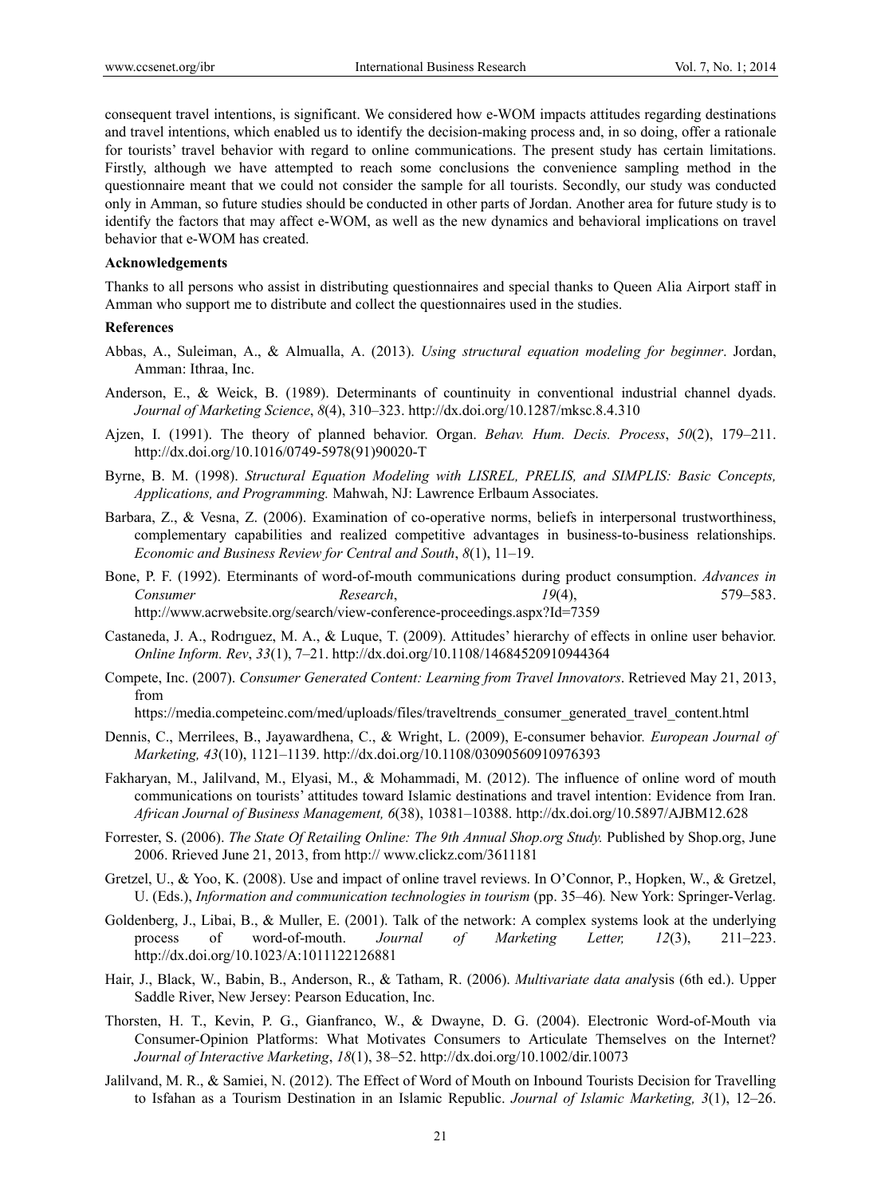consequent travel intentions, is significant. We considered how e-WOM impacts attitudes regarding destinations and travel intentions, which enabled us to identify the decision-making process and, in so doing, offer a rationale for tourists' travel behavior with regard to online communications. The present study has certain limitations. Firstly, although we have attempted to reach some conclusions the convenience sampling method in the questionnaire meant that we could not consider the sample for all tourists. Secondly, our study was conducted only in Amman, so future studies should be conducted in other parts of Jordan. Another area for future study is to identify the factors that may affect e-WOM, as well as the new dynamics and behavioral implications on travel behavior that e-WOM has created.

**Acknowledgements**

Thanks to all persons who assist in distributing questionnaires and special thanks to Queen Alia Airport staff in Amman who support me to distribute and collect the questionnaires used in the studies.

**References**

Abbas, A., Suleiman, A., & Almualla, A. (2013). *Using structural equation modeling for beginner*. Jordan, Amman: Ithraa, Inc.

Anderson, E., & Weick, B. (1989). Determinants of countinuity in conventional industrial channel dyads. *Journal of Marketing Science*, *8*(4), 310–323. http://dx.doi.org/10.1287/mksc.8.4.310

Ajzen, I. (1991). The theory of planned behavior. Organ. *Behav. Hum. Decis. Process*, *50*(2), 179–211. http://dx.doi.org/10.1016/0749-5978(91)90020-T

Byrne, B. M. (1998). *Structural Equation Modeling with LISREL, PRELIS, and SIMPLIS: Basic Concepts, Applications, and Programming.* Mahwah, NJ: Lawrence Erlbaum Associates.

Barbara, Z., & Vesna, Z. (2006). Examination of co-operative norms, beliefs in interpersonal trustworthiness, complementary capabilities and realized competitive advantages in business-to-business relationships. *Economic and Business Review for Central and South*, *8*(1), 11–19.

Bone, P. F. (1992). Eterminants of word-of-mouth communications during product consumption. *Advances in Consumer Research*, *19*(4), 579–583. http://www.acrwebsite.org/search/view-conference-proceedings.aspx?Id=7359

Castaneda, J. A., Rodrıguez, M. A., & Luque, T. (2009). Attitudes' hierarchy of effects in online user behavior. *Online Inform. Rev*, *33*(1), 7–21. http://dx.doi.org/10.1108/14684520910944364

Compete, Inc. (2007). *Consumer Generated Content: Learning from Travel Innovators*. Retrieved May 21, 2013, from https://media.competeinc.com/med/uploads/files/traveltrends_consumer_generated_travel_content.html

Dennis, C., Merrilees, B., Jayawardhena, C., & Wright, L. (2009), E-consumer behavior. *European Journal of Marketing, 43*(10), 1121–1139. http://dx.doi.org/10.1108/03090560910976393

Fakharyan, M., Jalilvand, M., Elyasi, M., & Mohammadi, M. (2012). The influence of online word of mouth communications on tourists' attitudes toward Islamic destinations and travel intention: Evidence from Iran. *African Journal of Business Management, 6*(38), 10381–10388. http://dx.doi.org/10.5897/AJBM12.628

Forrester, S. (2006). *The State Of Retailing Online: The 9th Annual Shop.org Study.* Published by Shop.org, June 2006. Rrieved June 21, 2013, from http:// www.clickz.com/3611181

Gretzel, U., & Yoo, K. (2008). Use and impact of online travel reviews. In O'Connor, P., Hopken, W., & Gretzel, U. (Eds.), *Information and communication technologies in tourism* (pp. 35–46)*.* New York: Springer-Verlag.

Goldenberg, J., Libai, B., & Muller, E. (2001). Talk of the network: A complex systems look at the underlying process of word-of-mouth. *Journal of Marketing Letter, 12*(3), 211–223. http://dx.doi.org/10.1023/A:1011122126881

Hair, J., Black, W., Babin, B., Anderson, R., & Tatham, R. (2006). *Multivariate data analysis* (6th ed.). Upper Saddle River, New Jersey: Pearson Education, Inc.

Thorsten, H. T., Kevin, P. G., Gianfranco, W., & Dwayne, D. G. (2004). Electronic Word-of-Mouth via Consumer-Opinion Platforms: What Motivates Consumers to Articulate Themselves on the Internet? *Journal of Interactive Marketing*, *18*(1), 38–52. http://dx.doi.org/10.1002/dir.10073

Jalilvand, M. R., & Samiei, N. (2012). The Effect of Online Word of Mouth on Inbound Tourists Decision for Travelling to Isfahan as a Tourism Destination in an Islamic Republic. *Journal of Islamic Marketing, 3*(1), 12–26.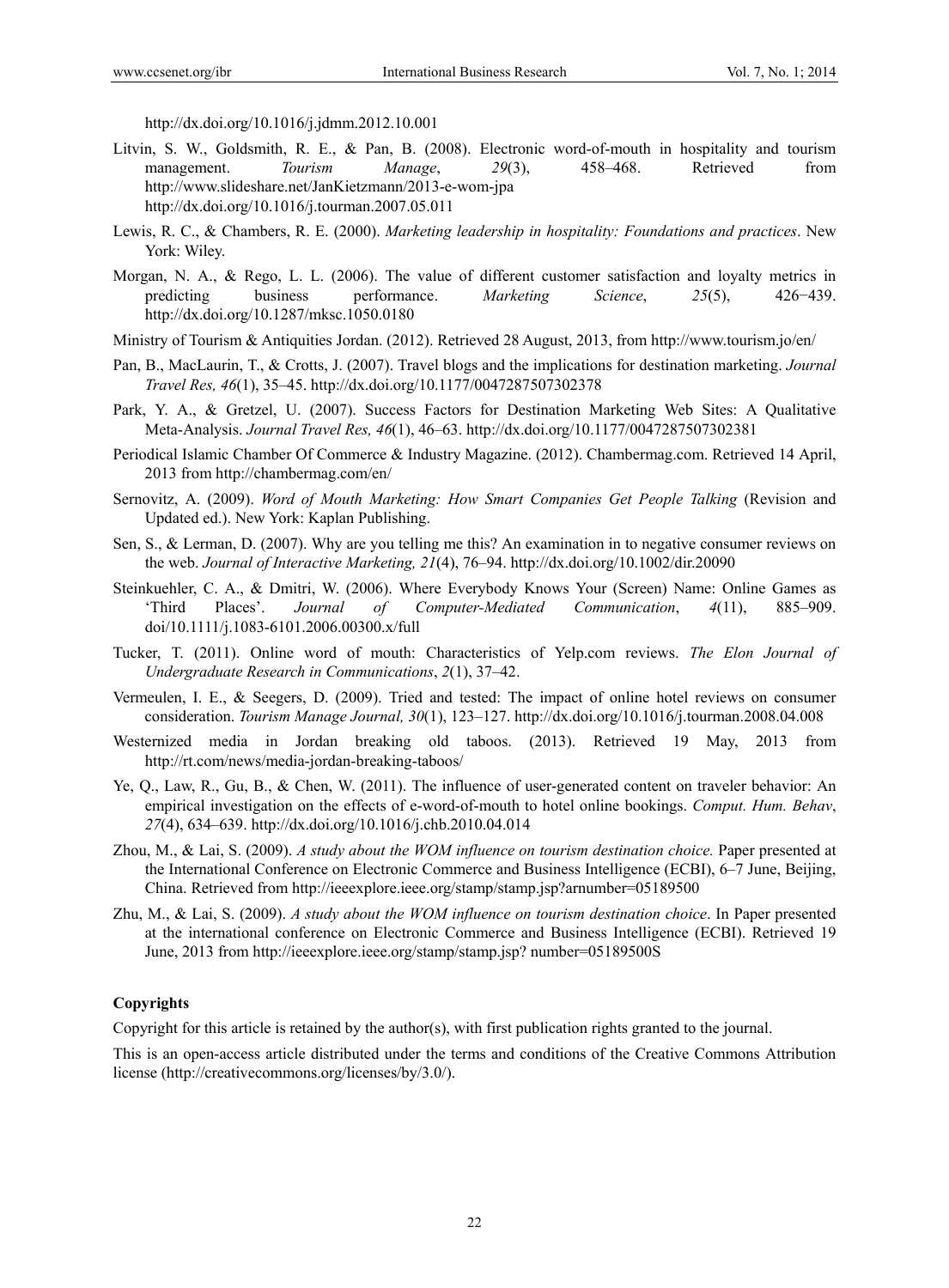http://dx.doi.org/10.1016/j.jdmm.2012.10.001

Litvin, S. W., Goldsmith, R. E., & Pan, B. (2008). Electronic word-of-mouth in hospitality and tourism management. *Tourism Manage*, *29*(3), 458–468. Retrieved from http://www.slideshare.net/JanKietzmann/2013-e-wom-jpa http://dx.doi.org/10.1016/j.tourman.2007.05.011

Lewis, R. C., & Chambers, R. E. (2000). *Marketing leadership in hospitality: Foundations and practices*. New York: Wiley.

Morgan, N. A., & Rego, L. L. (2006). The value of different customer satisfaction and loyalty metrics in predicting business performance. *Marketing Science*, *25*(5), 426−439. http://dx.doi.org/10.1287/mksc.1050.0180

Ministry of Tourism & Antiquities Jordan. (2012). Retrieved 28 August, 2013, from http://www.tourism.jo/en/

Pan, B., MacLaurin, T., & Crotts, J. (2007). Travel blogs and the implications for destination marketing. *Journal Travel Res, 46*(1), 35–45. http://dx.doi.org/10.1177/0047287507302378

Park, Y. A., & Gretzel, U. (2007). Success Factors for Destination Marketing Web Sites: A Qualitative Meta-Analysis. *Journal Travel Res, 46*(1), 46–63. http://dx.doi.org/10.1177/0047287507302381

Periodical Islamic Chamber Of Commerce & Industry Magazine. (2012). Chambermag.com. Retrieved 14 April, 2013 from http://chambermag.com/en/

Sernovitz, A. (2009). *Word of Mouth Marketing: How Smart Companies Get People Talking* (Revision and Updated ed.). New York: Kaplan Publishing.

Sen, S., & Lerman, D. (2007). Why are you telling me this? An examination in to negative consumer reviews on the web. *Journal of Interactive Marketing, 21*(4), 76–94. http://dx.doi.org/10.1002/dir.20090

Steinkuehler, C. A., & Dmitri, W. (2006). Where Everybody Knows Your (Screen) Name: Online Games as 'Third Places'. *Journal of Computer-Mediated Communication*, *4*(11), 885–909. doi/10.1111/j.1083-6101.2006.00300.x/full

Tucker, T. (2011). Online word of mouth: Characteristics of Yelp.com reviews. *The Elon Journal of Undergraduate Research in Communications*, *2*(1), 37–42.

Vermeulen, I. E., & Seegers, D. (2009). Tried and tested: The impact of online hotel reviews on consumer consideration. *Tourism Manage Journal, 30*(1), 123–127. http://dx.doi.org/10.1016/j.tourman.2008.04.008

Westernized media in Jordan breaking old taboos. (2013). Retrieved 19 May, 2013 from http://rt.com/news/media-jordan-breaking-taboos/

Ye, Q., Law, R., Gu, B., & Chen, W. (2011). The influence of user-generated content on traveler behavior: An empirical investigation on the effects of e-word-of-mouth to hotel online bookings. *Comput. Hum. Behav*, *27*(4), 634–639. http://dx.doi.org/10.1016/j.chb.2010.04.014

Zhou, M., & Lai, S. (2009). *A study about the WOM influence on tourism destination choice.* Paper presented at the International Conference on Electronic Commerce and Business Intelligence (ECBI), 6–7 June, Beijing, China. Retrieved from http://ieeexplore.ieee.org/stamp/stamp.jsp?arnumber=05189500

Zhu, M., & Lai, S. (2009). *A study about the WOM influence on tourism destination choice*. In Paper presented at the international conference on Electronic Commerce and Business Intelligence (ECBI). Retrieved 19 June, 2013 from http://ieeexplore.ieee.org/stamp/stamp.jsp? number=05189500S

**Copyrights**

Copyright for this article is retained by the author(s), with first publication rights granted to the journal.

This is an open-access article distributed under the terms and conditions of the Creative Commons Attribution license (http://creativecommons.org/licenses/by/3.0/).